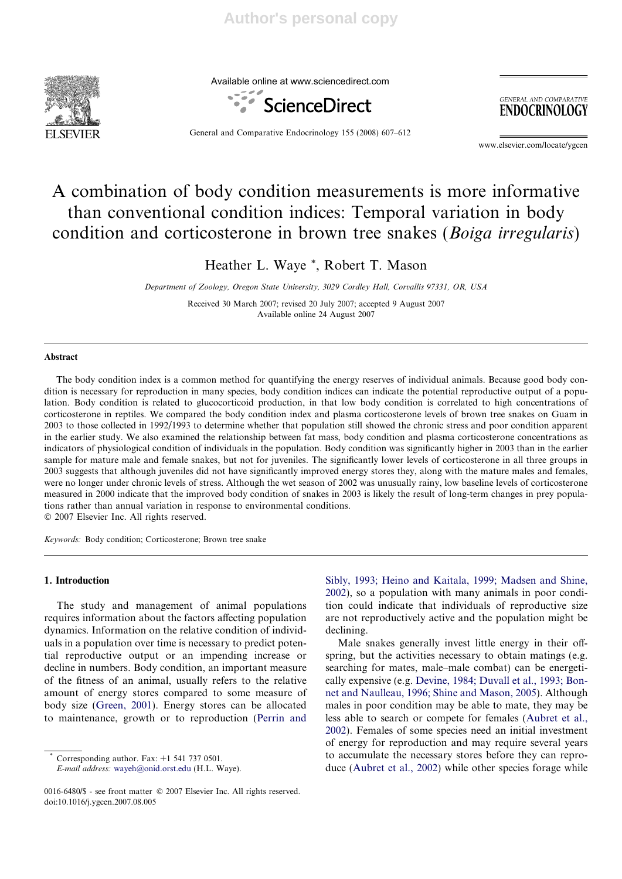# A combination of body condition measurements is more informative than conventional condition indices: Temporal variation in body condition and corticosterone in brown tree snakes (*Boiga irregularis*)

Heather L. Waye *, Robert T. Mason

*Department of Zoology, Oregon State University, 3029 Cordley Hall, Corvallis 97331, OR, USA*

Received 30 March 2007; revised 20 July 2007; accepted 9 August 2007
Available online 24 August 2007

## Abstract

The body condition index is a common method for quantifying the energy reserves of individual animals. Because good body condition is necessary for reproduction in many species, body condition indices can indicate the potential reproductive output of a population. Body condition is related to glucocorticoid production, in that low body condition is correlated to high concentrations of corticosterone in reptiles. We compared the body condition index and plasma corticosterone levels of brown tree snakes on Guam in 2003 to those collected in 1992/1993 to determine whether that population still showed the chronic stress and poor condition apparent in the earlier study. We also examined the relationship between fat mass, body condition and plasma corticosterone concentrations as indicators of physiological condition of individuals in the population. Body condition was significantly higher in 2003 than in the earlier sample for mature male and female snakes, but not for juveniles. The significantly lower levels of corticosterone in all three groups in 2003 suggests that although juveniles did not have significantly improved energy stores they, along with the mature males and females, were no longer under chronic levels of stress. Although the wet season of 2002 was unusually rainy, low baseline levels of corticosterone measured in 2000 indicate that the improved body condition of snakes in 2003 is likely the result of long-term changes in prey populations rather than annual variation in response to environmental conditions.

© 2007 Elsevier Inc. All rights reserved.

*Keywords:* Body condition; Corticosterone; Brown tree snake

## 1. Introduction

The study and management of animal populations requires information about the factors affecting population dynamics. Information on the relative condition of individuals in a population over time is necessary to predict potential reproductive output or an impending increase or decline in numbers. Body condition, an important measure of the fitness of an animal, usually refers to the relative amount of energy stores compared to some measure of body size (Green, 2001). Energy stores can be allocated to maintenance, growth or to reproduction (Perrin and Sibly, 1993; Heino and Kaitala, 1999; Madsen and Shine, 2002), so a population with many animals in poor condition could indicate that individuals of reproductive size are not reproductively active and the population might be declining.

Male snakes generally invest little energy in their offspring, but the activities necessary to obtain matings (e.g. searching for mates, male–male combat) can be energetically expensive (e.g. Devine, 1984; Duvall et al., 1993; Bonnet and Naulleau, 1996; Shine and Mason, 2005). Although males in poor condition may be able to mate, they may be less able to search or compete for females (Aubret et al., 2002). Females of some species need an initial investment of energy for reproduction and may require several years to accumulate the necessary stores before they can reproduce (Aubret et al., 2002) while other species forage while

* Corresponding author. Fax: +1 541 737 0501.
*E-mail address:* wayeh@onid.orst.edu (H.L. Waye).

0016-6480/$ - see front matter © 2007 Elsevier Inc. All rights reserved.
doi:10.1016/j.ygcen.2007.08.005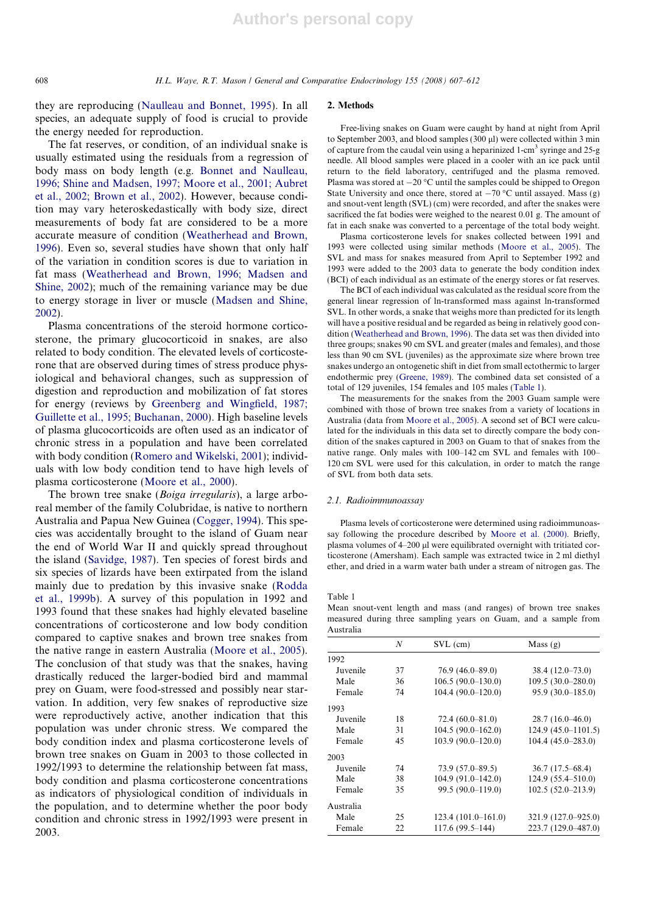they are reproducing (Naulleau and Bonnet, 1995). In all species, an adequate supply of food is crucial to provide the energy needed for reproduction.

The fat reserves, or condition, of an individual snake is usually estimated using the residuals from a regression of body mass on body length (e.g. Bonnet and Naulleau, 1996; Shine and Madsen, 1997; Moore et al., 2001; Aubret et al., 2002; Brown et al., 2002). However, because condition may vary heteroskedastically with body size, direct measurements of body fat are considered to be a more accurate measure of condition (Weatherhead and Brown, 1996). Even so, several studies have shown that only half of the variation in condition scores is due to variation in fat mass (Weatherhead and Brown, 1996; Madsen and Shine, 2002); much of the remaining variance may be due to energy storage in liver or muscle (Madsen and Shine, 2002).

Plasma concentrations of the steroid hormone corticosterone, the primary glucocorticoid in snakes, are also related to body condition. The elevated levels of corticosterone that are observed during times of stress produce physiological and behavioral changes, such as suppression of digestion and reproduction and mobilization of fat stores for energy (reviews by Greenberg and Wingfield, 1987; Guillette et al., 1995; Buchanan, 2000). High baseline levels of plasma glucocorticoids are often used as an indicator of chronic stress in a population and have been correlated with body condition (Romero and Wikelski, 2001); individuals with low body condition tend to have high levels of plasma corticosterone (Moore et al., 2000).

The brown tree snake (*Boiga irregularis*), a large arboreal member of the family Colubridae, is native to northern Australia and Papua New Guinea (Cogger, 1994). This species was accidentally brought to the island of Guam near the end of World War II and quickly spread throughout the island (Savidge, 1987). Ten species of forest birds and six species of lizards have been extirpated from the island mainly due to predation by this invasive snake (Rodda et al., 1999b). A survey of this population in 1992 and 1993 found that these snakes had highly elevated baseline concentrations of corticosterone and low body condition compared to captive snakes and brown tree snakes from the native range in eastern Australia (Moore et al., 2005). The conclusion of that study was that the snakes, having drastically reduced the larger-bodied bird and mammal prey on Guam, were food-stressed and possibly near starvation. In addition, very few snakes of reproductive size were reproductively active, another indication that this population was under chronic stress. We compared the body condition index and plasma corticosterone levels of brown tree snakes on Guam in 2003 to those collected in 1992/1993 to determine the relationship between fat mass, body condition and plasma corticosterone concentrations as indicators of physiological condition of individuals in the population, and to determine whether the poor body condition and chronic stress in 1992/1993 were present in 2003.

## 2. Methods

Free-living snakes on Guam were caught by hand at night from April to September 2003, and blood samples (300 μl) were collected within 3 min of capture from the caudal vein using a heparinized 1-cm$^3$ syringe and 25-g needle. All blood samples were placed in a cooler with an ice pack until return to the field laboratory, centrifuged and the plasma removed. Plasma was stored at −20 °C until the samples could be shipped to Oregon State University and once there, stored at −70 °C until assayed. Mass (g) and snout-vent length (SVL) (cm) were recorded, and after the snakes were sacrificed the fat bodies were weighed to the nearest 0.01 g. The amount of fat in each snake was converted to a percentage of the total body weight.

Plasma corticosterone levels for snakes collected between 1991 and 1993 were collected using similar methods (Moore et al., 2005). The SVL and mass for snakes measured from April to September 1992 and 1993 were added to the 2003 data to generate the body condition index (BCI) of each individual as an estimate of the energy stores or fat reserves.

The BCI of each individual was calculated as the residual score from the general linear regression of ln-transformed mass against ln-transformed SVL. In other words, a snake that weighs more than predicted for its length will have a positive residual and be regarded as being in relatively good condition (Weatherhead and Brown, 1996). The data set was then divided into three groups; snakes 90 cm SVL and greater (males and females), and those less than 90 cm SVL (juveniles) as the approximate size where brown tree snakes undergo an ontogenetic shift in diet from small ectothermic to larger endothermic prey (Greene, 1989). The combined data set consisted of a total of 129 juveniles, 154 females and 105 males (Table 1).

The measurements for the snakes from the 2003 Guam sample were combined with those of brown tree snakes from a variety of locations in Australia (data from Moore et al., 2005). A second set of BCI were calculated for the individuals in this data set to directly compare the body condition of the snakes captured in 2003 on Guam to that of snakes from the native range. Only males with 100–142 cm SVL and females with 100–120 cm SVL were used for this calculation, in order to match the range of SVL from both data sets.

### 2.1. Radioimmunoassay

Plasma levels of corticosterone were determined using radioimmunoassay following the procedure described by Moore et al. (2000). Briefly, plasma volumes of 4–200 μl were equilibrated overnight with tritiated corticosterone (Amersham). Each sample was extracted twice in 2 ml diethyl ether, and dried in a warm water bath under a stream of nitrogen gas. The

Table 1
Mean snout-vent length and mass (and ranges) of brown tree snakes measured during three sampling years on Guam, and a sample from Australia

| | N | SVL (cm) | Mass (g) |
|---|---|---|---|
| 1992 | | | |
| Juvenile | 37 | 76.9 (46.0–89.0) | 38.4 (12.0–73.0) |
| Male | 36 | 106.5 (90.0–130.0) | 109.5 (30.0–280.0) |
| Female | 74 | 104.4 (90.0–120.0) | 95.9 (30.0–185.0) |
| 1993 | | | |
| Juvenile | 18 | 72.4 (60.0–81.0) | 28.7 (16.0–46.0) |
| Male | 31 | 104.5 (90.0–162.0) | 124.9 (45.0–1101.5) |
| Female | 45 | 103.9 (90.0–120.0) | 104.4 (45.0–283.0) |
| 2003 | | | |
| Juvenile | 74 | 73.9 (57.0–89.5) | 36.7 (17.5–68.4) |
| Male | 38 | 104.9 (91.0–142.0) | 124.9 (55.4–510.0) |
| Female | 35 | 99.5 (90.0–119.0) | 102.5 (52.0–213.9) |
| Australia | | | |
| Male | 25 | 123.4 (101.0–161.0) | 321.9 (127.0–925.0) |
| Female | 22 | 117.6 (99.5–144) | 223.7 (129.0–487.0) |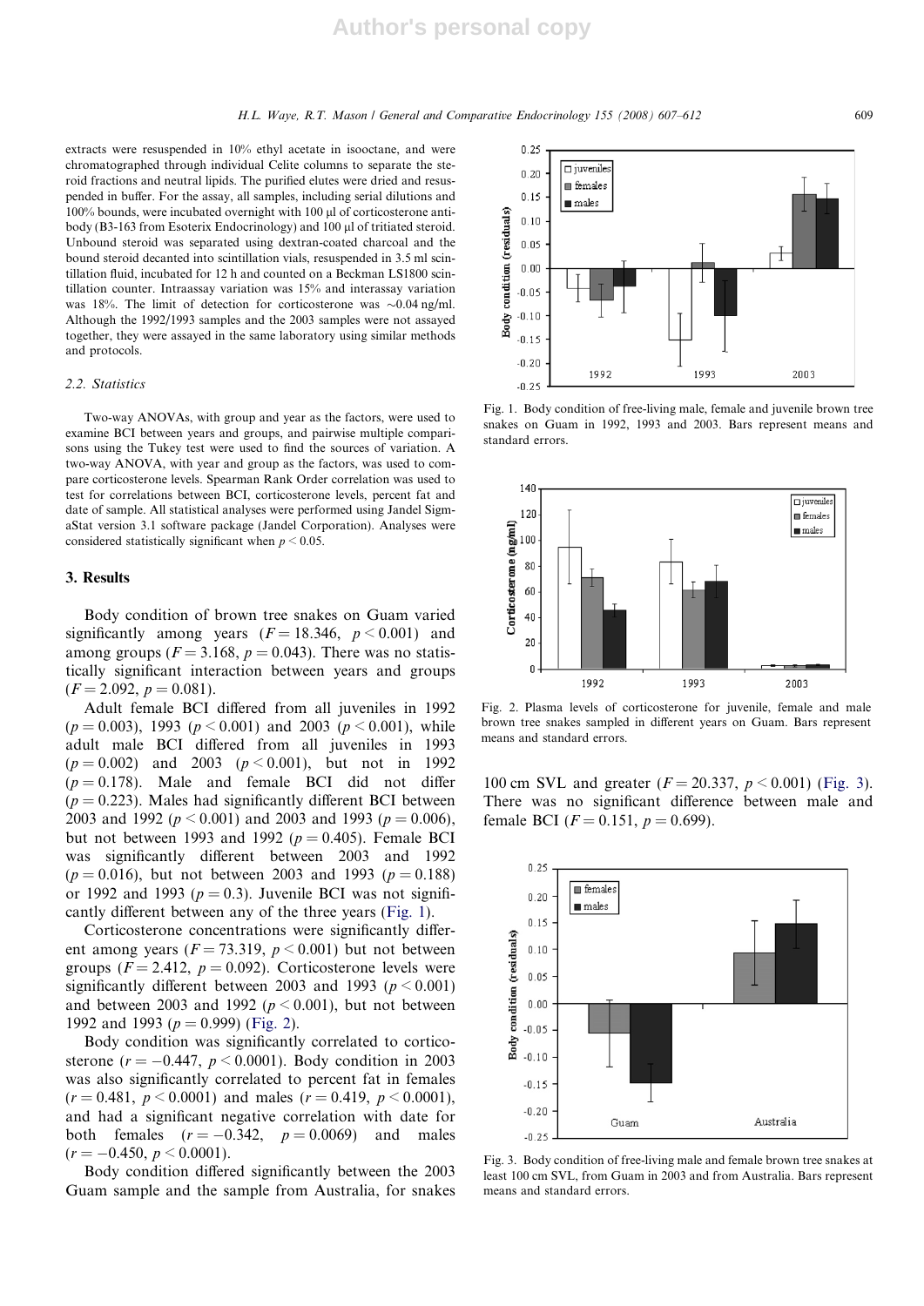extracts were resuspended in 10% ethyl acetate in isooctane, and were chromatographed through individual Celite columns to separate the steroid fractions and neutral lipids. The purified elutes were dried and resuspended in buffer. For the assay, all samples, including serial dilutions and 100% bounds, were incubated overnight with 100 μl of corticosterone antibody (B3-163 from Esoterix Endocrinology) and 100 μl of tritiated steroid. Unbound steroid was separated using dextran-coated charcoal and the bound steroid decanted into scintillation vials, resuspended in 3.5 ml scintillation fluid, incubated for 12 h and counted on a Beckman LS1800 scintillation counter. Intraassay variation was 15% and interassay variation was 18%. The limit of detection for corticosterone was ~0.04 ng/ml. Although the 1992/1993 samples and the 2003 samples were not assayed together, they were assayed in the same laboratory using similar methods and protocols.

### 2.2. Statistics

Two-way ANOVAs, with group and year as the factors, were used to examine BCI between years and groups, and pairwise multiple comparisons using the Tukey test were used to find the sources of variation. A two-way ANOVA, with year and group as the factors, was used to compare corticosterone levels. Spearman Rank Order correlation was used to test for correlations between BCI, corticosterone levels, percent fat and date of sample. All statistical analyses were performed using Jandel SigmaStat version 3.1 software package (Jandel Corporation). Analyses were considered statistically significant when $p < 0.05$.

## 3. Results

Body condition of brown tree snakes on Guam varied significantly among years ($F = 18.346$, $p < 0.001$) and among groups ($F = 3.168$, $p = 0.043$). There was no statistically significant interaction between years and groups ($F = 2.092$, $p = 0.081$).

Adult female BCI differed from all juveniles in 1992 ($p = 0.003$), 1993 ($p < 0.001$) and 2003 ($p < 0.001$), while adult male BCI differed from all juveniles in 1993 ($p = 0.002$) and 2003 ($p < 0.001$), but not in 1992 ($p = 0.178$). Male and female BCI did not differ ($p = 0.223$). Males had significantly different BCI between 2003 and 1992 ($p < 0.001$) and 2003 and 1993 ($p = 0.006$), but not between 1993 and 1992 ($p = 0.405$). Female BCI was significantly different between 2003 and 1992 ($p = 0.016$), but not between 2003 and 1993 ($p = 0.188$) or 1992 and 1993 ($p = 0.3$). Juvenile BCI was not significantly different between any of the three years (Fig. 1).

Corticosterone concentrations were significantly different among years ($F = 73.319$, $p < 0.001$) but not between groups ($F = 2.412$, $p = 0.092$). Corticosterone levels were significantly different between 2003 and 1993 ($p < 0.001$) and between 2003 and 1992 ($p < 0.001$), but not between 1992 and 1993 ($p = 0.999$) (Fig. 2).

Body condition was significantly correlated to corticosterone ($r = -0.447$, $p < 0.0001$). Body condition in 2003 was also significantly correlated to percent fat in females ($r = 0.481$, $p < 0.0001$) and males ($r = 0.419$, $p < 0.0001$), and had a significant negative correlation with date for both females ($r = -0.342$, $p = 0.0069$) and males ($r = -0.450$, $p < 0.0001$).

Body condition differed significantly between the 2003 Guam sample and the sample from Australia, for snakes 100 cm SVL and greater ($F = 20.337$, $p < 0.001$) (Fig. 3). There was no significant difference between male and female BCI ($F = 0.151$, $p = 0.699$).

Fig. 1. Body condition of free-living male, female and juvenile brown tree snakes on Guam in 1992, 1993 and 2003. Bars represent means and standard errors.

Fig. 2. Plasma levels of corticosterone for juvenile, female and male brown tree snakes sampled in different years on Guam. Bars represent means and standard errors.

Fig. 3. Body condition of free-living male and female brown tree snakes at least 100 cm SVL, from Guam in 2003 and from Australia. Bars represent means and standard errors.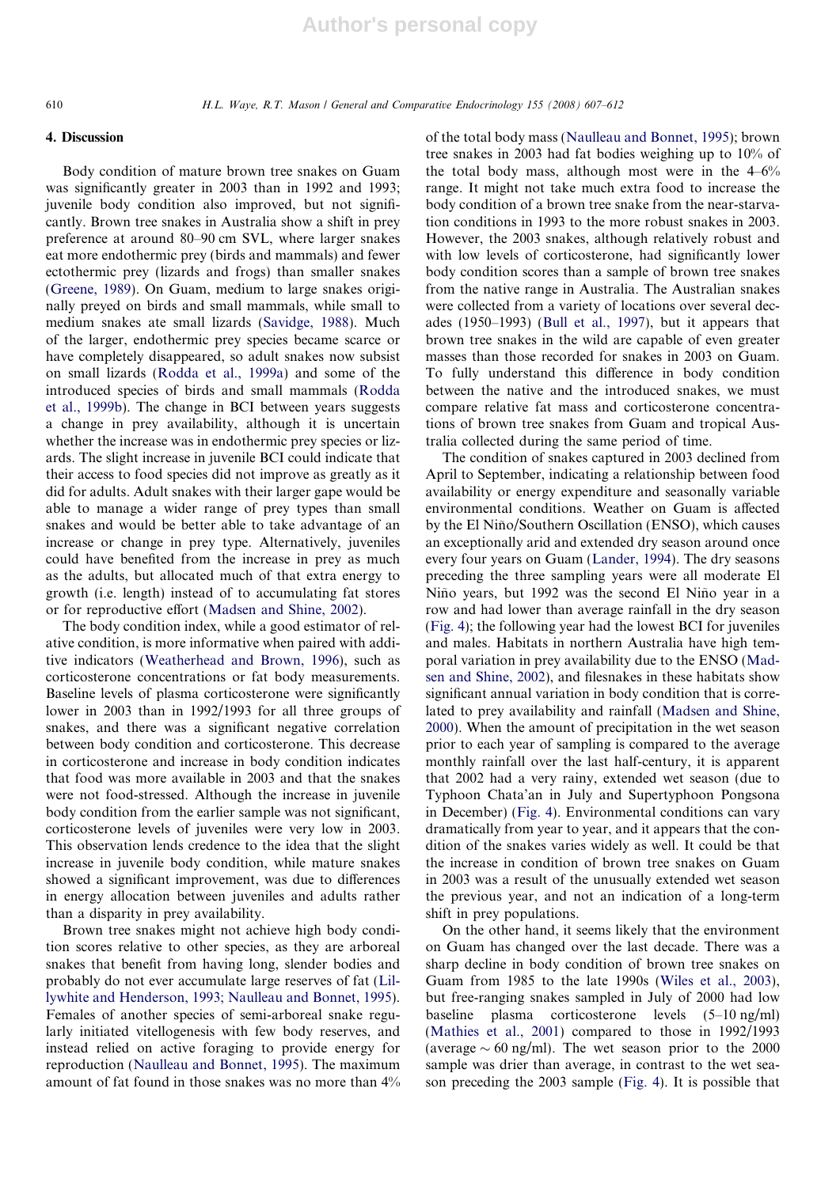## 4. Discussion

Body condition of mature brown tree snakes on Guam was significantly greater in 2003 than in 1992 and 1993; juvenile body condition also improved, but not significantly. Brown tree snakes in Australia show a shift in prey preference at around 80–90 cm SVL, where larger snakes eat more endothermic prey (birds and mammals) and fewer ectothermic prey (lizards and frogs) than smaller snakes (Greene, 1989). On Guam, medium to large snakes originally preyed on birds and small mammals, while small to medium snakes ate small lizards (Savidge, 1988). Much of the larger, endothermic prey species became scarce or have completely disappeared, so adult snakes now subsist on small lizards (Rodda et al., 1999a) and some of the introduced species of birds and small mammals (Rodda et al., 1999b). The change in BCI between years suggests a change in prey availability, although it is uncertain whether the increase was in endothermic prey species or lizards. The slight increase in juvenile BCI could indicate that their access to food species did not improve as greatly as it did for adults. Adult snakes with their larger gape would be able to manage a wider range of prey types than small snakes and would be better able to take advantage of an increase or change in prey type. Alternatively, juveniles could have benefited from the increase in prey as much as the adults, but allocated much of that extra energy to growth (i.e. length) instead of to accumulating fat stores or for reproductive effort (Madsen and Shine, 2002).

The body condition index, while a good estimator of relative condition, is more informative when paired with additive indicators (Weatherhead and Brown, 1996), such as corticosterone concentrations or fat body measurements. Baseline levels of plasma corticosterone were significantly lower in 2003 than in 1992/1993 for all three groups of snakes, and there was a significant negative correlation between body condition and corticosterone. This decrease in corticosterone and increase in body condition indicates that food was more available in 2003 and that the snakes were not food-stressed. Although the increase in juvenile body condition from the earlier sample was not significant, corticosterone levels of juveniles were very low in 2003. This observation lends credence to the idea that the slight increase in juvenile body condition, while mature snakes showed a significant improvement, was due to differences in energy allocation between juveniles and adults rather than a disparity in prey availability.

Brown tree snakes might not achieve high body condition scores relative to other species, as they are arboreal snakes that benefit from having long, slender bodies and probably do not ever accumulate large reserves of fat (Lillywhite and Henderson, 1993; Naulleau and Bonnet, 1995). Females of another species of semi-arboreal snake regularly initiated vitellogenesis with few body reserves, and instead relied on active foraging to provide energy for reproduction (Naulleau and Bonnet, 1995). The maximum amount of fat found in those snakes was no more than 4% of the total body mass (Naulleau and Bonnet, 1995); brown tree snakes in 2003 had fat bodies weighing up to 10% of the total body mass, although most were in the 4–6% range. It might not take much extra food to increase the body condition of a brown tree snake from the near-starvation conditions in 1993 to the more robust snakes in 2003. However, the 2003 snakes, although relatively robust and with low levels of corticosterone, had significantly lower body condition scores than a sample of brown tree snakes from the native range in Australia. The Australian snakes were collected from a variety of locations over several decades (1950–1993) (Bull et al., 1997), but it appears that brown tree snakes in the wild are capable of even greater masses than those recorded for snakes in 2003 on Guam. To fully understand this difference in body condition between the native and the introduced snakes, we must compare relative fat mass and corticosterone concentrations of brown tree snakes from Guam and tropical Australia collected during the same period of time.

The condition of snakes captured in 2003 declined from April to September, indicating a relationship between food availability or energy expenditure and seasonally variable environmental conditions. Weather on Guam is affected by the El Niño/Southern Oscillation (ENSO), which causes an exceptionally arid and extended dry season around once every four years on Guam (Lander, 1994). The dry seasons preceding the three sampling years were all moderate El Niño years, but 1992 was the second El Niño year in a row and had lower than average rainfall in the dry season (Fig. 4); the following year had the lowest BCI for juveniles and males. Habitats in northern Australia have high temporal variation in prey availability due to the ENSO (Madsen and Shine, 2002), and filesnakes in these habitats show significant annual variation in body condition that is correlated to prey availability and rainfall (Madsen and Shine, 2000). When the amount of precipitation in the wet season prior to each year of sampling is compared to the average monthly rainfall over the last half-century, it is apparent that 2002 had a very rainy, extended wet season (due to Typhoon Chata'an in July and Supertyphoon Pongsona in December) (Fig. 4). Environmental conditions can vary dramatically from year to year, and it appears that the condition of the snakes varies widely as well. It could be that the increase in condition of brown tree snakes on Guam in 2003 was a result of the unusually extended wet season the previous year, and not an indication of a long-term shift in prey populations.

On the other hand, it seems likely that the environment on Guam has changed over the last decade. There was a sharp decline in body condition of brown tree snakes on Guam from 1985 to the late 1990s (Wiles et al., 2003), but free-ranging snakes sampled in July of 2000 had low baseline plasma corticosterone levels (5–10 ng/ml) (Mathies et al., 2001) compared to those in 1992/1993 (average ∼ 60 ng/ml). The wet season prior to the 2000 sample was drier than average, in contrast to the wet season preceding the 2003 sample (Fig. 4). It is possible that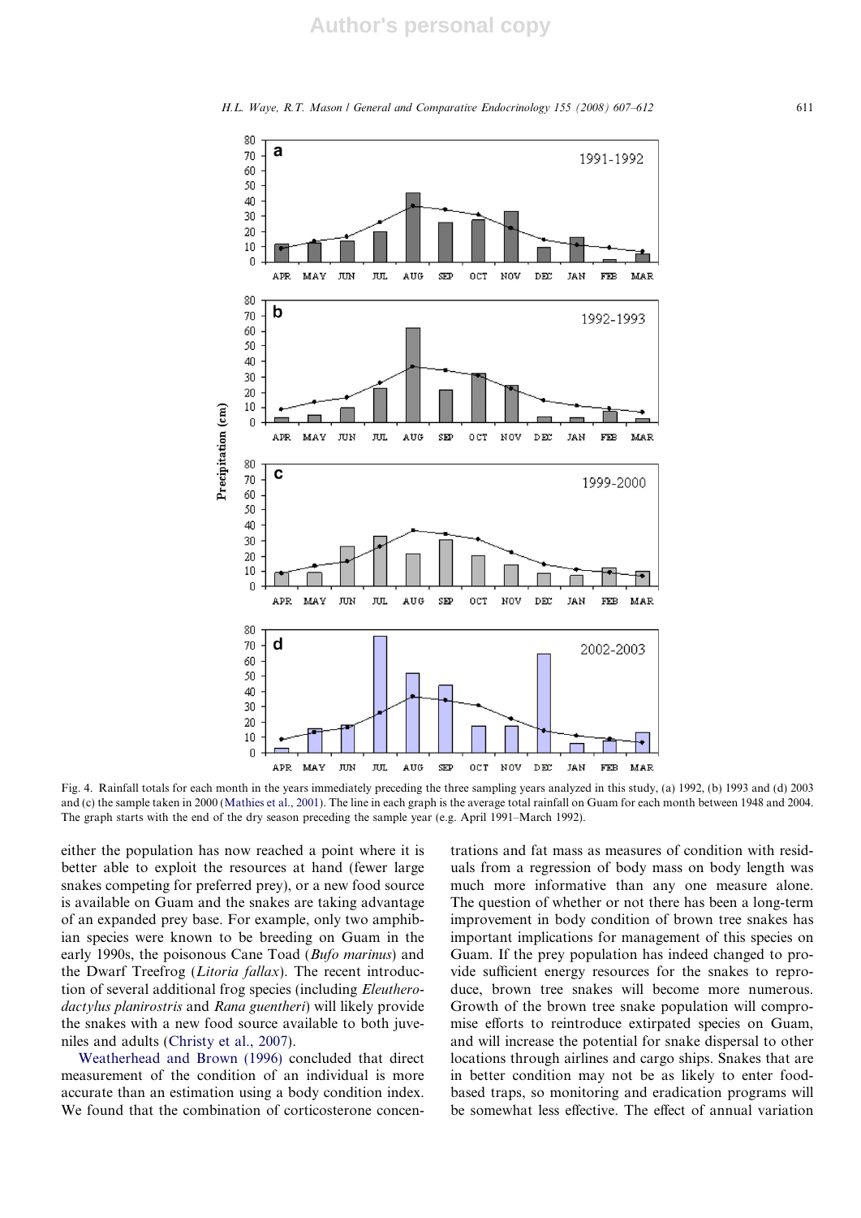Fig. 4. Rainfall totals for each month in the years immediately preceding the three sampling years analyzed in this study, (a) 1992, (b) 1993 and (d) 2003 and (c) the sample taken in 2000 (Mathies et al., 2001). The line in each graph is the average total rainfall on Guam for each month between 1948 and 2004. The graph starts with the end of the dry season preceding the sample year (e.g. April 1991–March 1992).

either the population has now reached a point where it is better able to exploit the resources at hand (fewer large snakes competing for preferred prey), or a new food source is available on Guam and the snakes are taking advantage of an expanded prey base. For example, only two amphibian species were known to be breeding on Guam in the early 1990s, the poisonous Cane Toad (*Bufo marinus*) and the Dwarf Treefrog (*Litoria fallax*). The recent introduction of several additional frog species (including *Eleutherodactylus planirostris* and *Rana guentheri*) will likely provide the snakes with a new food source available to both juveniles and adults (Christy et al., 2007).

Weatherhead and Brown (1996) concluded that direct measurement of the condition of an individual is more accurate than an estimation using a body condition index. We found that the combination of corticosterone concentrations and fat mass as measures of condition with residuals from a regression of body mass on body length was much more informative than any one measure alone. The question of whether or not there has been a long-term improvement in body condition of brown tree snakes has important implications for management of this species on Guam. If the prey population has indeed changed to provide sufficient energy resources for the snakes to reproduce, brown tree snakes will become more numerous. Growth of the brown tree snake population will compromise efforts to reintroduce extirpated species on Guam, and will increase the potential for snake dispersal to other locations through airlines and cargo ships. Snakes that are in better condition may not be as likely to enter food-based traps, so monitoring and eradication programs will be somewhat less effective. The effect of annual variation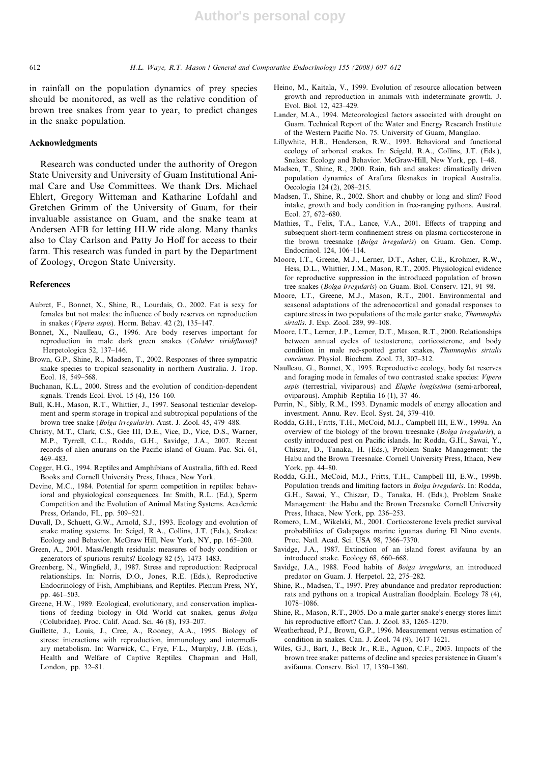in rainfall on the population dynamics of prey species should be monitored, as well as the relative condition of brown tree snakes from year to year, to predict changes in the snake population.

## Acknowledgments

Research was conducted under the authority of Oregon State University and University of Guam Institutional Animal Care and Use Committees. We thank Drs. Michael Ehlert, Gregory Witteman and Katharine Lofdahl and Gretchen Grimm of the University of Guam, for their invaluable assistance on Guam, and the snake team at Andersen AFB for letting HLW ride along. Many thanks also to Clay Carlson and Patty Jo Hoff for access to their farm. This research was funded in part by the Department of Zoology, Oregon State University.

## References

Aubret, F., Bonnet, X., Shine, R., Lourdais, O., 2002. Fat is sexy for females but not males: the influence of body reserves on reproduction in snakes (*Vipera aspis*). Horm. Behav. 42 (2), 135–147.

Bonnet, X., Naulleau, G., 1996. Are body reserves important for reproduction in male dark green snakes (*Coluber viridiflavus*)? Herpetologica 52, 137–146.

Brown, G.P., Shine, R., Madsen, T., 2002. Responses of three sympatric snake species to tropical seasonality in northern Australia. J. Trop. Ecol. 18, 549–568.

Buchanan, K.L., 2000. Stress and the evolution of condition-dependent signals. Trends Ecol. Evol. 15 (4), 156–160.

Bull, K.H., Mason, R.T., Whittier, J., 1997. Seasonal testicular development and sperm storage in tropical and subtropical populations of the brown tree snake (*Boiga irregularis*). Aust. J. Zool. 45, 479–488.

Christy, M.T., Clark, C.S., Gee III, D.E., Vice, D., Vice, D.S., Warner, M.P., Tyrrell, C.L., Rodda, G.H., Savidge, J.A., 2007. Recent records of alien anurans on the Pacific island of Guam. Pac. Sci. 61, 469–483.

Cogger, H.G., 1994. Reptiles and Amphibians of Australia, fifth ed. Reed Books and Cornell University Press, Ithaca, New York.

Devine, M.C., 1984. Potential for sperm competition in reptiles: behavioral and physiological consequences. In: Smith, R.L. (Ed.), Sperm Competition and the Evolution of Animal Mating Systems. Academic Press, Orlando, FL, pp. 509–521.

Duvall, D., Schuett, G.W., Arnold, S.J., 1993. Ecology and evolution of snake mating systems. In: Seigel, R.A., Collins, J.T. (Eds.), Snakes: Ecology and Behavior. McGraw Hill, New York, NY, pp. 165–200.

Green, A., 2001. Mass/length residuals: measures of body condition or generators of spurious results? Ecology 82 (5), 1473–1483.

Greenberg, N., Wingfield, J., 1987. Stress and reproduction: Reciprocal relationships. In: Norris, D.O., Jones, R.E. (Eds.), Reproductive Endocrinology of Fish, Amphibians, and Reptiles. Plenum Press, NY, pp. 461–503.

Greene, H.W., 1989. Ecological, evolutionary, and conservation implications of feeding biology in Old World cat snakes, genus *Boiga* (Colubridae). Proc. Calif. Acad. Sci. 46 (8), 193–207.

Guillette, J., Louis, J., Cree, A., Rooney, A.A., 1995. Biology of stress: interactions with reproduction, immunology and intermediary metabolism. In: Warwick, C., Frye, F.L., Murphy, J.B. (Eds.), Health and Welfare of Captive Reptiles. Chapman and Hall, London, pp. 32–81.

Heino, M., Kaitala, V., 1999. Evolution of resource allocation between growth and reproduction in animals with indeterminate growth. J. Evol. Biol. 12, 423–429.

Lander, M.A., 1994. Meteorological factors associated with drought on Guam. Technical Report of the Water and Energy Research Institute of the Western Pacific No. 75. University of Guam, Mangilao.

Lillywhite, H.B., Henderson, R.W., 1993. Behavioral and functional ecology of arboreal snakes. In: Seigeld, R.A., Collins, J.T. (Eds.), Snakes: Ecology and Behavior. McGraw-Hill, New York, pp. 1–48.

Madsen, T., Shine, R., 2000. Rain, fish and snakes: climatically driven population dynamics of Arafura filesnakes in tropical Australia. Oecologia 124 (2), 208–215.

Madsen, T., Shine, R., 2002. Short and chubby or long and slim? Food intake, growth and body condition in free-ranging pythons. Austral. Ecol. 27, 672–680.

Mathies, T., Felix, T.A., Lance, V.A., 2001. Effects of trapping and subsequent short-term confinement stress on plasma corticosterone in the brown treesnake (*Boiga irregularis*) on Guam. Gen. Comp. Endocrinol. 124, 106–114.

Moore, I.T., Greene, M.J., Lerner, D.T., Asher, C.E., Krohmer, R.W., Hess, D.L., Whittier, J.M., Mason, R.T., 2005. Physiological evidence for reproductive suppression in the introduced population of brown tree snakes (*Boiga irregularis*) on Guam. Biol. Conserv. 121, 91–98.

Moore, I.T., Greene, M.J., Mason, R.T., 2001. Environmental and seasonal adaptations of the adrenocortical and gonadal responses to capture stress in two populations of the male garter snake, *Thamnophis sirtalis*. J. Exp. Zool. 289, 99–108.

Moore, I.T., Lerner, J.P., Lerner, D.T., Mason, R.T., 2000. Relationships between annual cycles of testosterone, corticosterone, and body condition in male red-spotted garter snakes, *Thamnophis sirtalis concinnus*. Physiol. Biochem. Zool. 73, 307–312.

Naulleau, G., Bonnet, X., 1995. Reproductive ecology, body fat reserves and foraging mode in females of two contrasted snake species: *Vipera aspis* (terrestrial, viviparous) and *Elaphe longissima* (semi-arboreal, oviparous). Amphib–Reptilia 16 (1), 37–46.

Perrin, N., Sibly, R.M., 1993. Dynamic models of energy allocation and investment. Annu. Rev. Ecol. Syst. 24, 379–410.

Rodda, G.H., Fritts, T.H., McCoid, M.J., Campbell III, E.W., 1999a. An overview of the biology of the brown treesnake (*Boiga irregularis*), a costly introduced pest on Pacific islands. In: Rodda, G.H., Sawai, Y., Chiszar, D., Tanaka, H. (Eds.), Problem Snake Management: the Habu and the Brown Treesnake. Cornell University Press, Ithaca, New York, pp. 44–80.

Rodda, G.H., McCoid, M.J., Fritts, T.H., Campbell III, E.W., 1999b. Population trends and limiting factors in *Boiga irregularis*. In: Rodda, G.H., Sawai, Y., Chiszar, D., Tanaka, H. (Eds.), Problem Snake Management: the Habu and the Brown Treesnake. Cornell University Press, Ithaca, New York, pp. 236–253.

Romero, L.M., Wikelski, M., 2001. Corticosterone levels predict survival probabilities of Galapagos marine iguanas during El Nino events. Proc. Natl. Acad. Sci. USA 98, 7366–7370.

Savidge, J.A., 1987. Extinction of an island forest avifauna by an introduced snake. Ecology 68, 660–668.

Savidge, J.A., 1988. Food habits of *Boiga irregularis*, an introduced predator on Guam. J. Herpetol. 22, 275–282.

Shine, R., Madsen, T., 1997. Prey abundance and predator reproduction: rats and pythons on a tropical Australian floodplain. Ecology 78 (4), 1078–1086.

Shine, R., Mason, R.T., 2005. Do a male garter snake's energy stores limit his reproductive effort? Can. J. Zool. 83, 1265–1270.

Weatherhead, P.J., Brown, G.P., 1996. Measurement versus estimation of condition in snakes. Can. J. Zool. 74 (9), 1617–1621.

Wiles, G.J., Bart, J., Beck Jr., R.E., Aguon, C.F., 2003. Impacts of the brown tree snake: patterns of decline and species persistence in Guam's avifauna. Conserv. Biol. 17, 1350–1360.